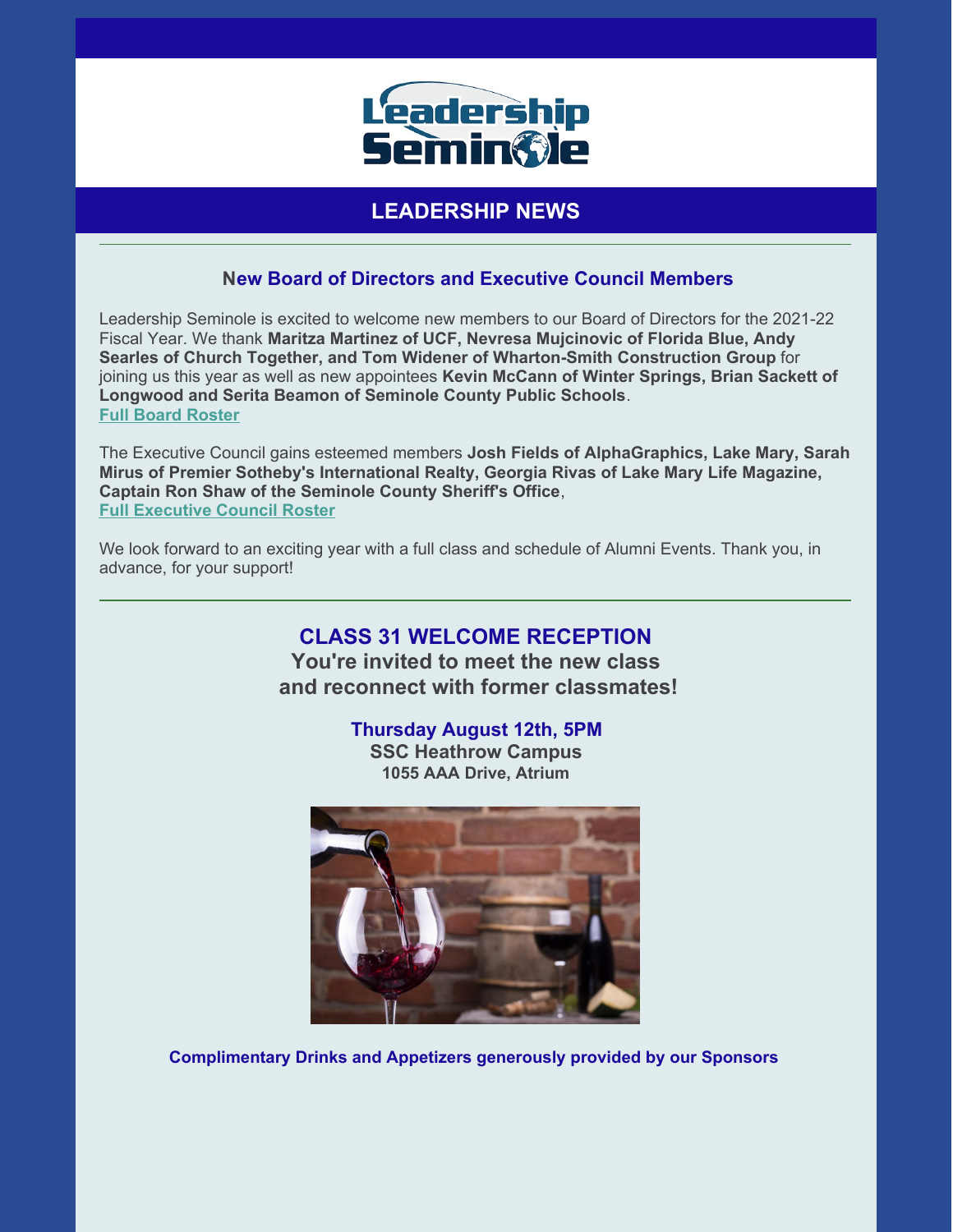# Leadership Seminole

## LEADERSHIP NEWS

---

### New Board of Directors and Executive Council Members

Leadership Seminole is excited to welcome new members to our Board of Directors for the 2021-22 Fiscal Year. We thank **Maritza Martinez of UCF, Nevresa Mujcinovic of Florida Blue, Andy Searles of Church Together, and Tom Widener of Wharton-Smith Construction Group** for joining us this year as well as new appointees **Kevin McCann of Winter Springs, Brian Sackett of Longwood and Serita Beamon of Seminole County Public Schools**.
**Full Board Roster**

The Executive Council gains esteemed members **Josh Fields of AlphaGraphics, Lake Mary, Sarah Mirus of Premier Sotheby's International Realty, Georgia Rivas of Lake Mary Life Magazine, Captain Ron Shaw of the Seminole County Sheriff's Office**,
**Full Executive Council Roster**

We look forward to an exciting year with a full class and schedule of Alumni Events. Thank you, in advance, for your support!

---

## CLASS 31 WELCOME RECEPTION

**You're invited to meet the new class and reconnect with former classmates!**

**Thursday August 12th, 5PM**
**SSC Heathrow Campus**
**1055 AAA Drive, Atrium**

**Complimentary Drinks and Appetizers generously provided by our Sponsors**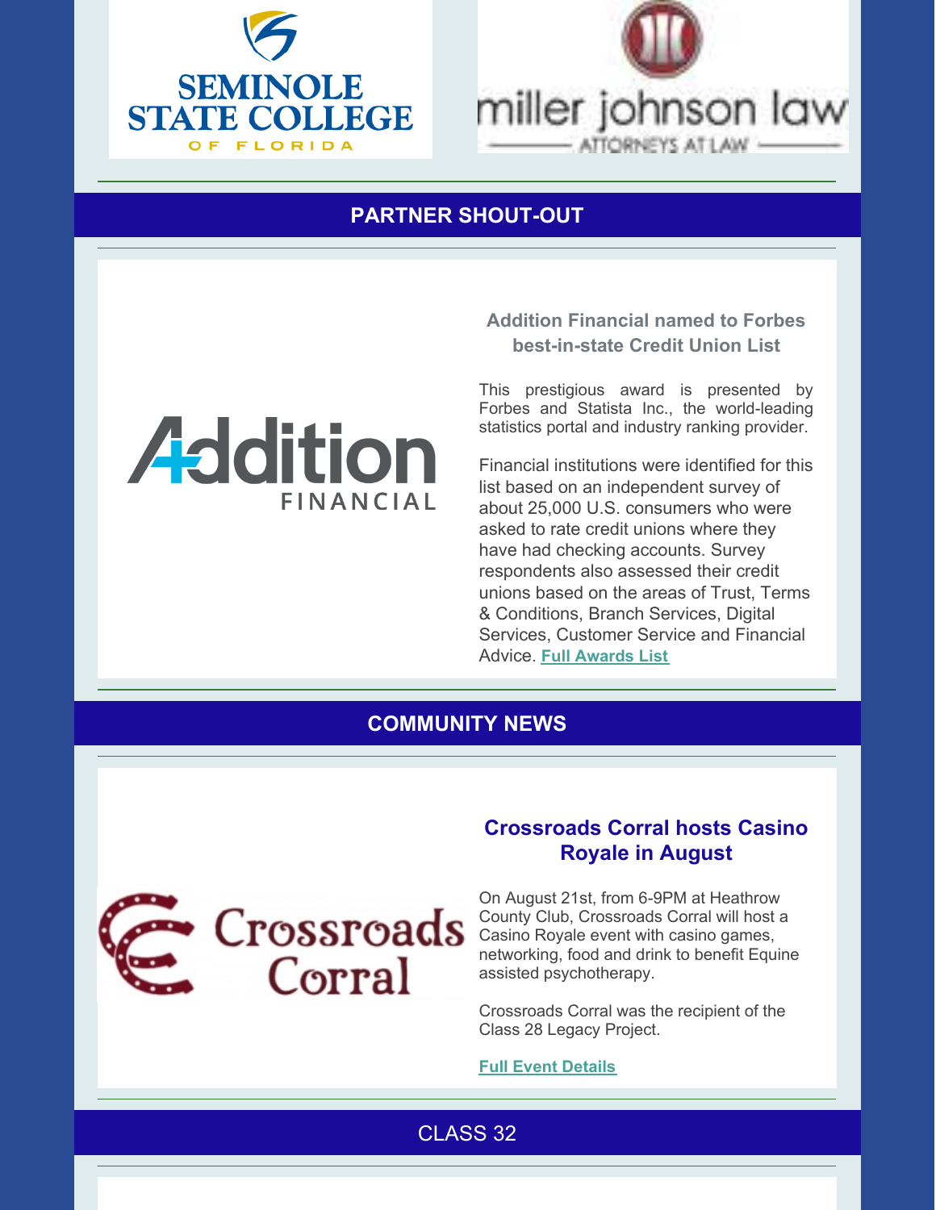## PARTNER SHOUT-OUT

### Addition Financial named to Forbes best-in-state Credit Union List

This prestigious award is presented by Forbes and Statista Inc., the world-leading statistics portal and industry ranking provider.

Financial institutions were identified for this list based on an independent survey of about 25,000 U.S. consumers who were asked to rate credit unions where they have had checking accounts. Survey respondents also assessed their credit unions based on the areas of Trust, Terms & Conditions, Branch Services, Digital Services, Customer Service and Financial Advice. **Full Awards List**

## COMMUNITY NEWS

### Crossroads Corral hosts Casino Royale in August

On August 21st, from 6-9PM at Heathrow County Club, Crossroads Corral will host a Casino Royale event with casino games, networking, food and drink to benefit Equine assisted psychotherapy.

Crossroads Corral was the recipient of the Class 28 Legacy Project.

**Full Event Details**

## CLASS 32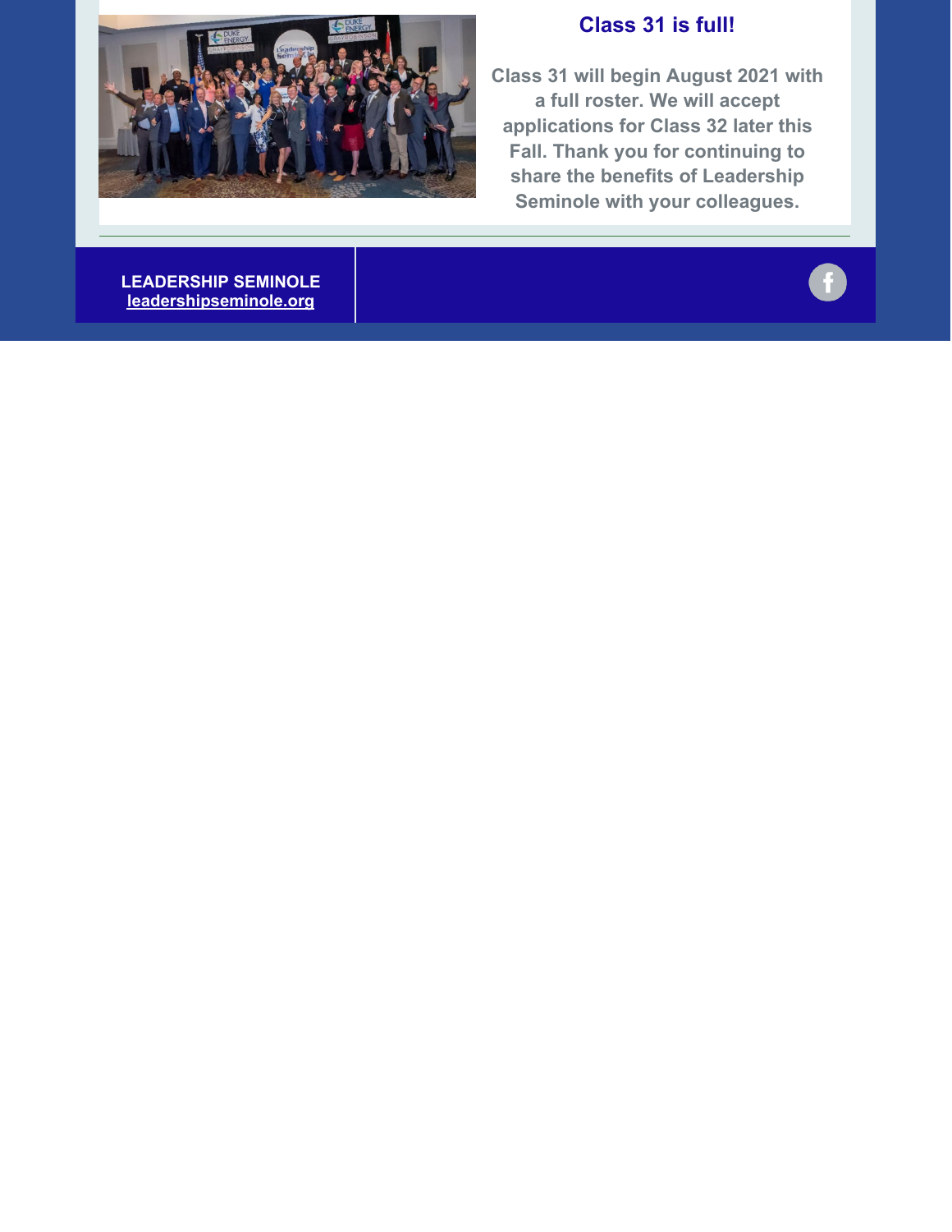## Class 31 is full!

**Class 31 will begin August 2021 with a full roster. We will accept applications for Class 32 later this Fall. Thank you for continuing to share the benefits of Leadership Seminole with your colleagues.**

**LEADERSHIP SEMINOLE**
**leadershipseminole.org**